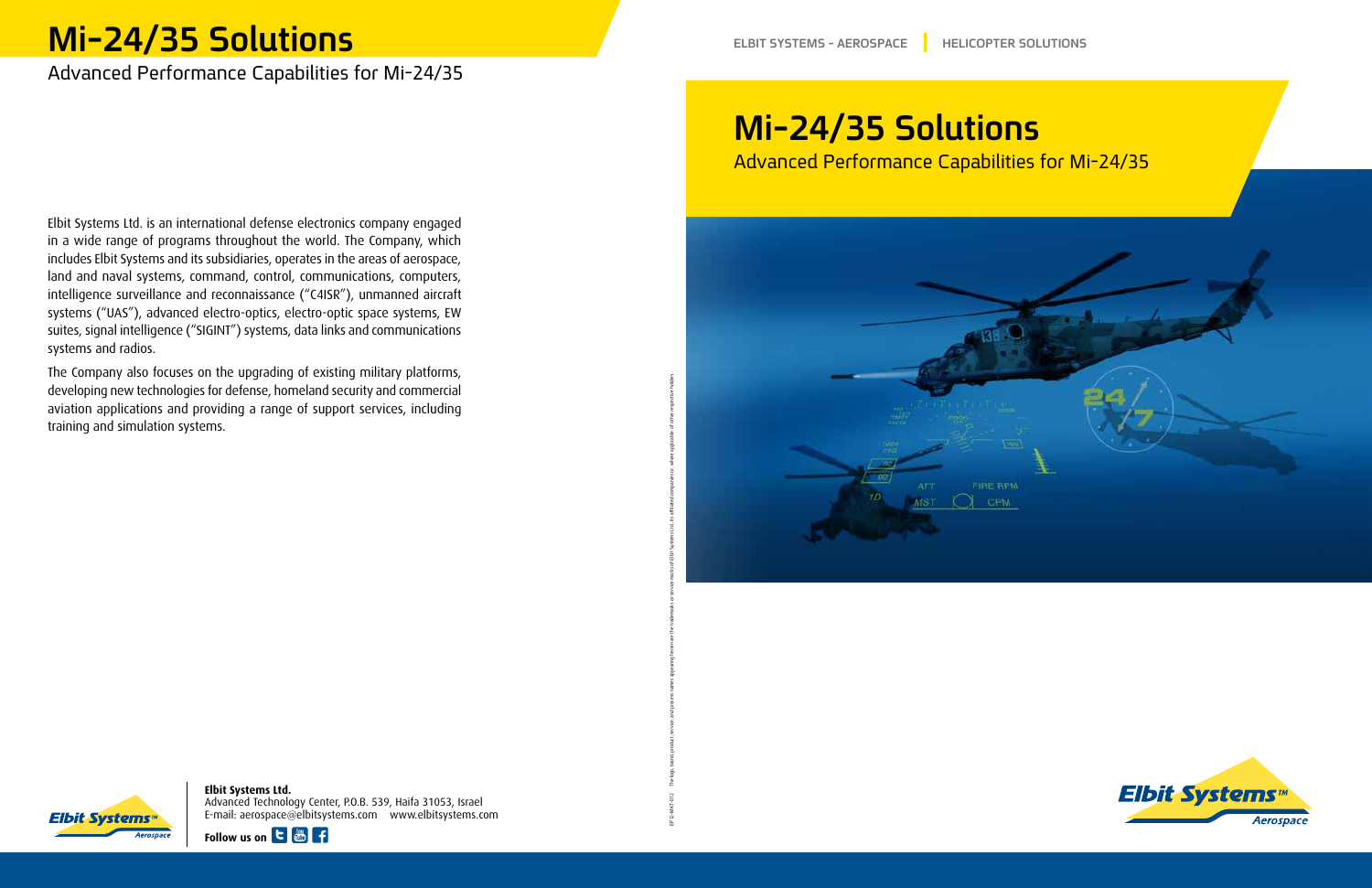# Mi-24/35 Solutions

Advanced Performance Capabilities for Mi-24/35

Elbit Systems Ltd. is an international defense electronics company engaged in a wide range of programs throughout the world. The Company, which includes Elbit Systems and its subsidiaries, operates in the areas of aerospace, land and naval systems, command, control, communications, computers, intelligence surveillance and reconnaissance ("C4ISR"), unmanned aircraft systems ("UAS"), advanced electro-optics, electro-optic space systems, EW suites, signal intelligence ("SIGINT") systems, data links and communications systems and radios.

The Company also focuses on the upgrading of existing military platforms, developing new technologies for defense, homeland security and commercial aviation applications and providing a range of support services, including training and simulation systems.

**Elbit Systems Ltd.**
Advanced Technology Center, P.O.B. 539, Haifa 31053, Israel
E-mail: aerospace@elbitsystems.com    www.elbitsystems.com

**Follow us on**

ELBIT SYSTEMS - AEROSPACE | HELICOPTER SOLUTIONS

# Mi-24/35 Solutions

Advanced Performance Capabilities for Mi-24/35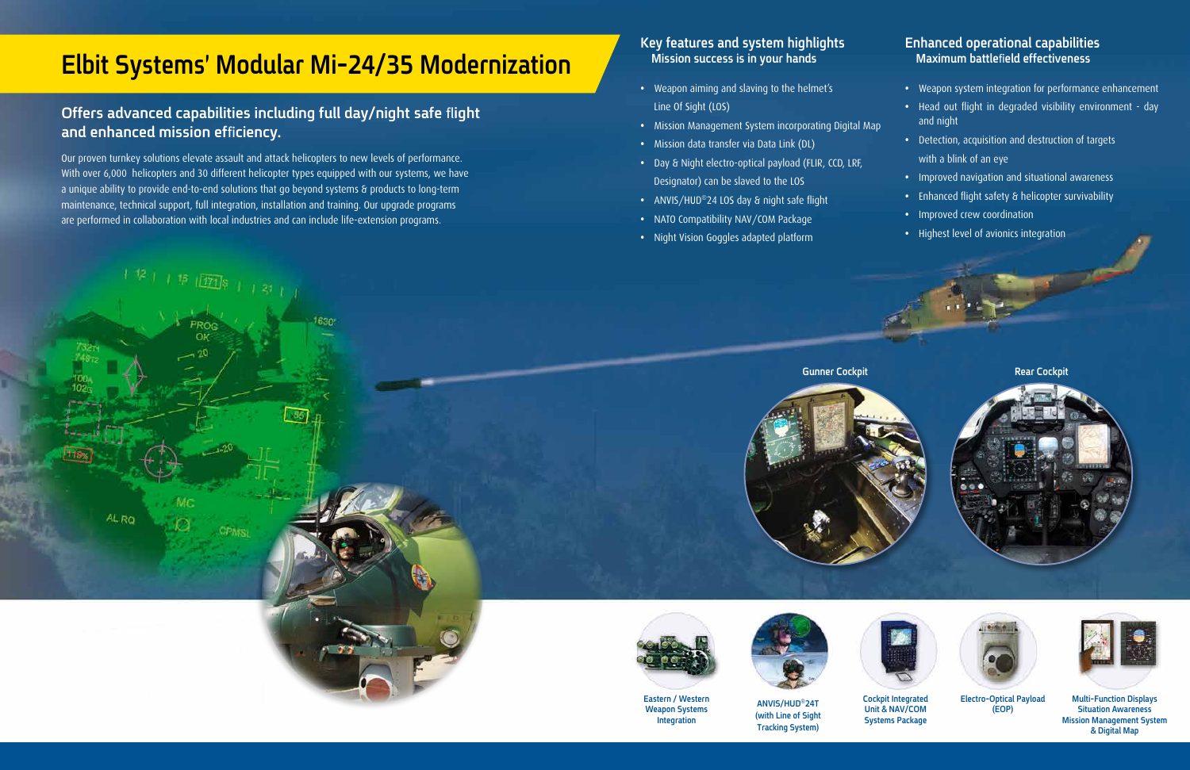# Elbit Systems' Modular Mi-24/35 Modernization

## Offers advanced capabilities including full day/night safe flight and enhanced mission efficiency.

Our proven turnkey solutions elevate assault and attack helicopters to new levels of performance. With over 6,000 helicopters and 30 different helicopter types equipped with our systems, we have a unique ability to provide end-to-end solutions that go beyond systems & products to long-term maintenance, technical support, full integration, installation and training. Our upgrade programs are performed in collaboration with local industries and can include life-extension programs.

## Key features and system highlights

### Mission success is in your hands

- Weapon aiming and slaving to the helmet's Line Of Sight (LOS)
- Mission Management System incorporating Digital Map
- Mission data transfer via Data Link (DL)
- Day & Night electro-optical payload (FLIR, CCD, LRF, Designator) can be slaved to the LOS
- ANVIS/HUD®24 LOS day & night safe flight
- NATO Compatibility NAV/COM Package
- Night Vision Goggles adapted platform

## Enhanced operational capabilities

### Maximum battlefield effectiveness

- Weapon system integration for performance enhancement
- Head out flight in degraded visibility environment - day and night
- Detection, acquisition and destruction of targets with a blink of an eye
- Improved navigation and situational awareness
- Enhanced flight safety & helicopter survivability
- Improved crew coordination
- Highest level of avionics integration

Gunner Cockpit

Rear Cockpit

Eastern / Western Weapon Systems Integration

ANVIS/HUD®24T (with Line of Sight Tracking System)

Cockpit Integrated Unit & NAV/COM Systems Package

Electro-Optical Payload (EOP)

Multi-Function Displays Situation Awareness Mission Management System & Digital Map